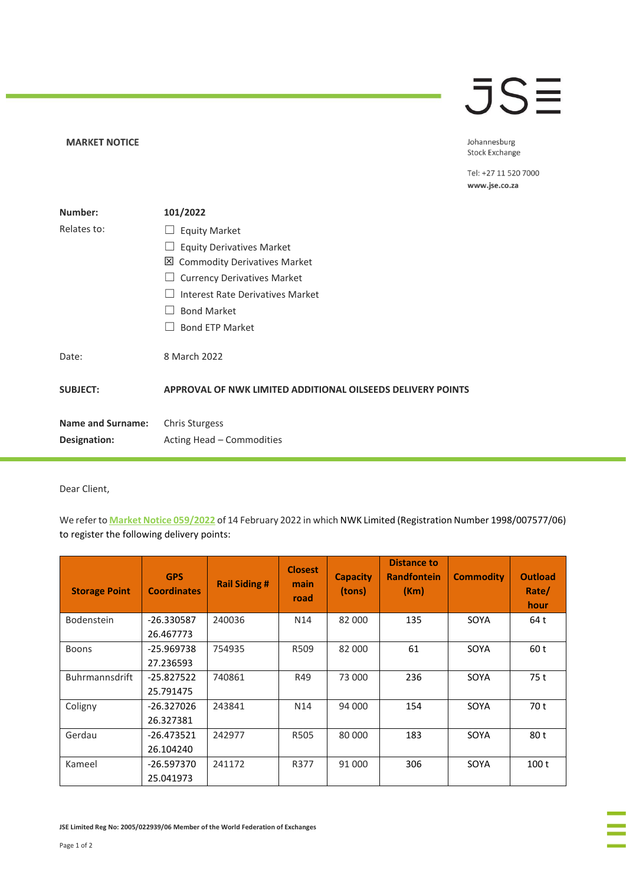**MARKET NOTICE**

Johannesburg
Stock Exchange

Tel: +27 11 520 7000
**www.jse.co.za**

| | |
|---|---|
| **Number:** | **101/2022** |
| Relates to: | ☐ Equity Market<br>☐ Equity Derivatives Market<br>☒ Commodity Derivatives Market<br>☐ Currency Derivatives Market<br>☐ Interest Rate Derivatives Market<br>☐ Bond Market<br>☐ Bond ETP Market |
| Date: | 8 March 2022 |
| **SUBJECT:** | **APPROVAL OF NWK LIMITED ADDITIONAL OILSEEDS DELIVERY POINTS** |
| **Name and Surname:** | Chris Sturgess |
| **Designation:** | Acting Head – Commodities |

Dear Client,

We refer to **Market Notice 059/2022** of 14 February 2022 in which NWK Limited (Registration Number 1998/007577/06) to register the following delivery points:

| Storage Point | GPS Coordinates | Rail Siding # | Closest main road | Capacity (tons) | Distance to Randfontein (Km) | Commodity | Outload Rate/ hour |
|---|---|---|---|---|---|---|---|
| Bodenstein | -26.330587 26.467773 | 240036 | N14 | 82 000 | 135 | SOYA | 64 t |
| Boons | -25.969738 27.236593 | 754935 | R509 | 82 000 | 61 | SOYA | 60 t |
| Buhrmannsdrift | -25.827522 25.791475 | 740861 | R49 | 73 000 | 236 | SOYA | 75 t |
| Coligny | -26.327026 26.327381 | 243841 | N14 | 94 000 | 154 | SOYA | 70 t |
| Gerdau | -26.473521 26.104240 | 242977 | R505 | 80 000 | 183 | SOYA | 80 t |
| Kameel | -26.597370 25.041973 | 241172 | R377 | 91 000 | 306 | SOYA | 100 t |

JSE Limited Reg No: 2005/022939/06 Member of the World Federation of Exchanges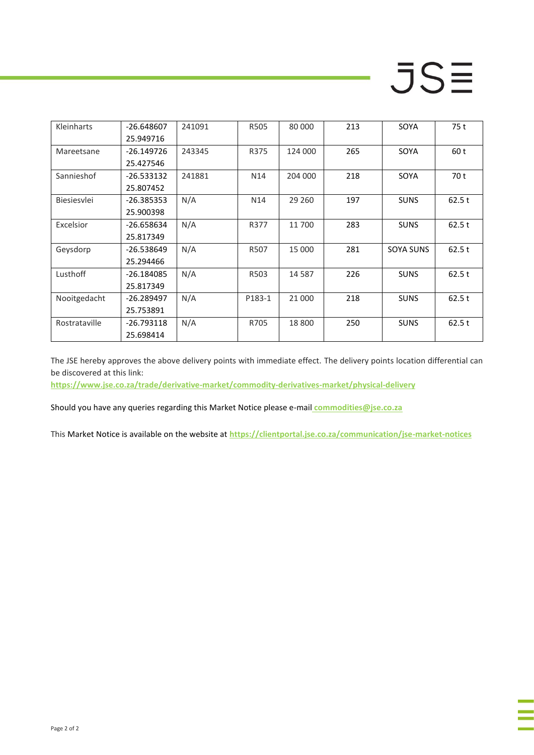| | | | | | | | |
|---|---|---|---|---|---|---|---|
| Kleinharts | -26.648607 25.949716 | 241091 | R505 | 80 000 | 213 | SOYA | 75 t |
| Mareetsane | -26.149726 25.427546 | 243345 | R375 | 124 000 | 265 | SOYA | 60 t |
| Sannieshof | -26.533132 25.807452 | 241881 | N14 | 204 000 | 218 | SOYA | 70 t |
| Biesiesvlei | -26.385353 25.900398 | N/A | N14 | 29 260 | 197 | SUNS | 62.5 t |
| Excelsior | -26.658634 25.817349 | N/A | R377 | 11 700 | 283 | SUNS | 62.5 t |
| Geysdorp | -26.538649 25.294466 | N/A | R507 | 15 000 | 281 | SOYA SUNS | 62.5 t |
| Lusthoff | -26.184085 25.817349 | N/A | R503 | 14 587 | 226 | SUNS | 62.5 t |
| Nooitgedacht | -26.289497 25.753891 | N/A | P183-1 | 21 000 | 218 | SUNS | 62.5 t |
| Rostrataville | -26.793118 25.698414 | N/A | R705 | 18 800 | 250 | SUNS | 62.5 t |

The JSE hereby approves the above delivery points with immediate effect. The delivery points location differential can be discovered at this link:
**https://www.jse.co.za/trade/derivative-market/commodity-derivatives-market/physical-delivery**

Should you have any queries regarding this Market Notice please e-mail **commodities@jse.co.za**

This Market Notice is available on the website at **https://clientportal.jse.co.za/communication/jse-market-notices**